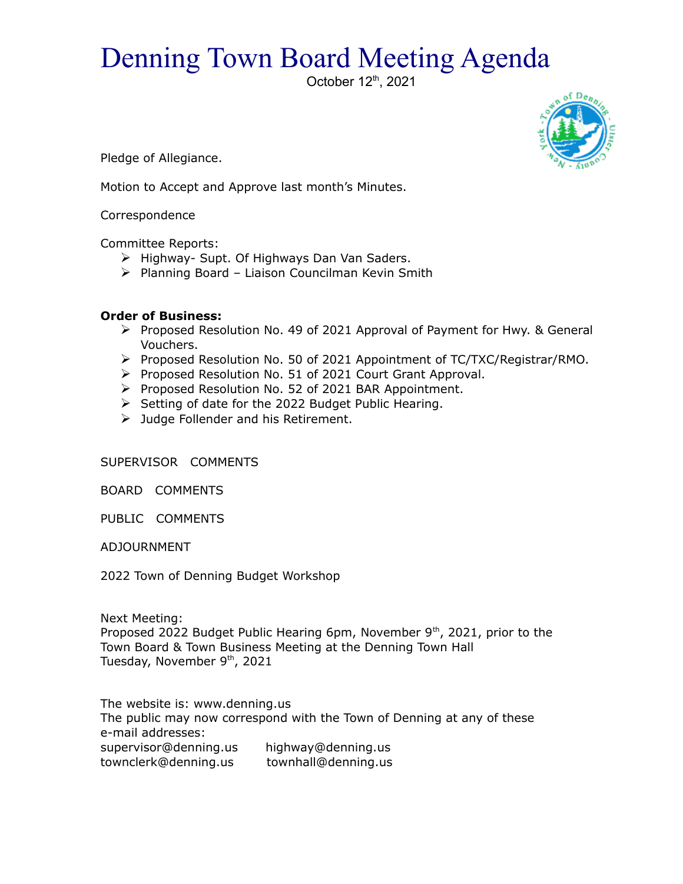# Denning Town Board Meeting Agenda

October 12th, 2021

Pledge of Allegiance.

Motion to Accept and Approve last month's Minutes.

Correspondence

Committee Reports:

- Highway- Supt. Of Highways Dan Van Saders.
- Planning Board – Liaison Councilman Kevin Smith

**Order of Business:**

- Proposed Resolution No. 49 of 2021 Approval of Payment for Hwy. & General Vouchers.
- Proposed Resolution No. 50 of 2021 Appointment of TC/TXC/Registrar/RMO.
- Proposed Resolution No. 51 of 2021 Court Grant Approval.
- Proposed Resolution No. 52 of 2021 BAR Appointment.
- Setting of date for the 2022 Budget Public Hearing.
- Judge Follender and his Retirement.

SUPERVISOR COMMENTS

BOARD COMMENTS

PUBLIC COMMENTS

ADJOURNMENT

2022 Town of Denning Budget Workshop

Next Meeting:
Proposed 2022 Budget Public Hearing 6pm, November 9th, 2021, prior to the Town Board & Town Business Meeting at the Denning Town Hall
Tuesday, November 9th, 2021

The website is: www.denning.us
The public may now correspond with the Town of Denning at any of these e-mail addresses:

supervisor@denning.us highway@denning.us
townclerk@denning.us townhall@denning.us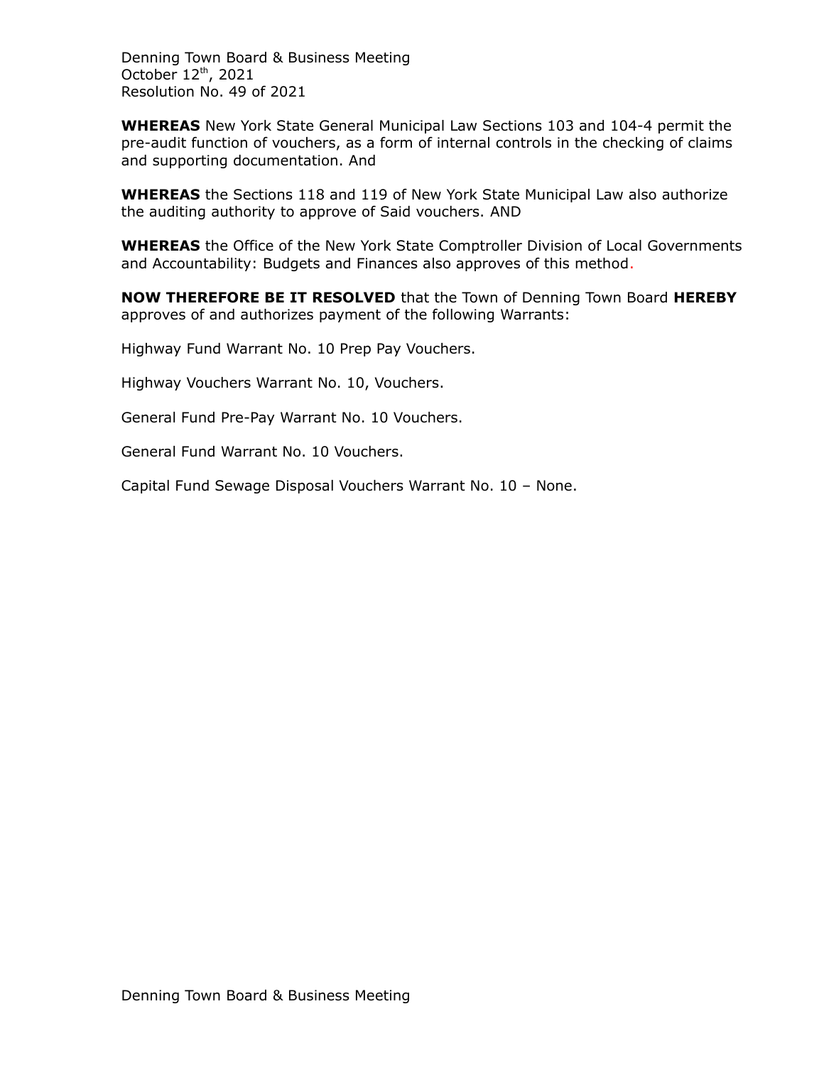Denning Town Board & Business Meeting
October 12th, 2021
Resolution No. 49 of 2021

**WHEREAS** New York State General Municipal Law Sections 103 and 104-4 permit the pre-audit function of vouchers, as a form of internal controls in the checking of claims and supporting documentation. And

**WHEREAS** the Sections 118 and 119 of New York State Municipal Law also authorize the auditing authority to approve of Said vouchers. AND

**WHEREAS** the Office of the New York State Comptroller Division of Local Governments and Accountability: Budgets and Finances also approves of this method.

**NOW THEREFORE BE IT RESOLVED** that the Town of Denning Town Board **HEREBY** approves of and authorizes payment of the following Warrants:

Highway Fund Warrant No. 10 Prep Pay Vouchers.

Highway Vouchers Warrant No. 10, Vouchers.

General Fund Pre-Pay Warrant No. 10 Vouchers.

General Fund Warrant No. 10 Vouchers.

Capital Fund Sewage Disposal Vouchers Warrant No. 10 – None.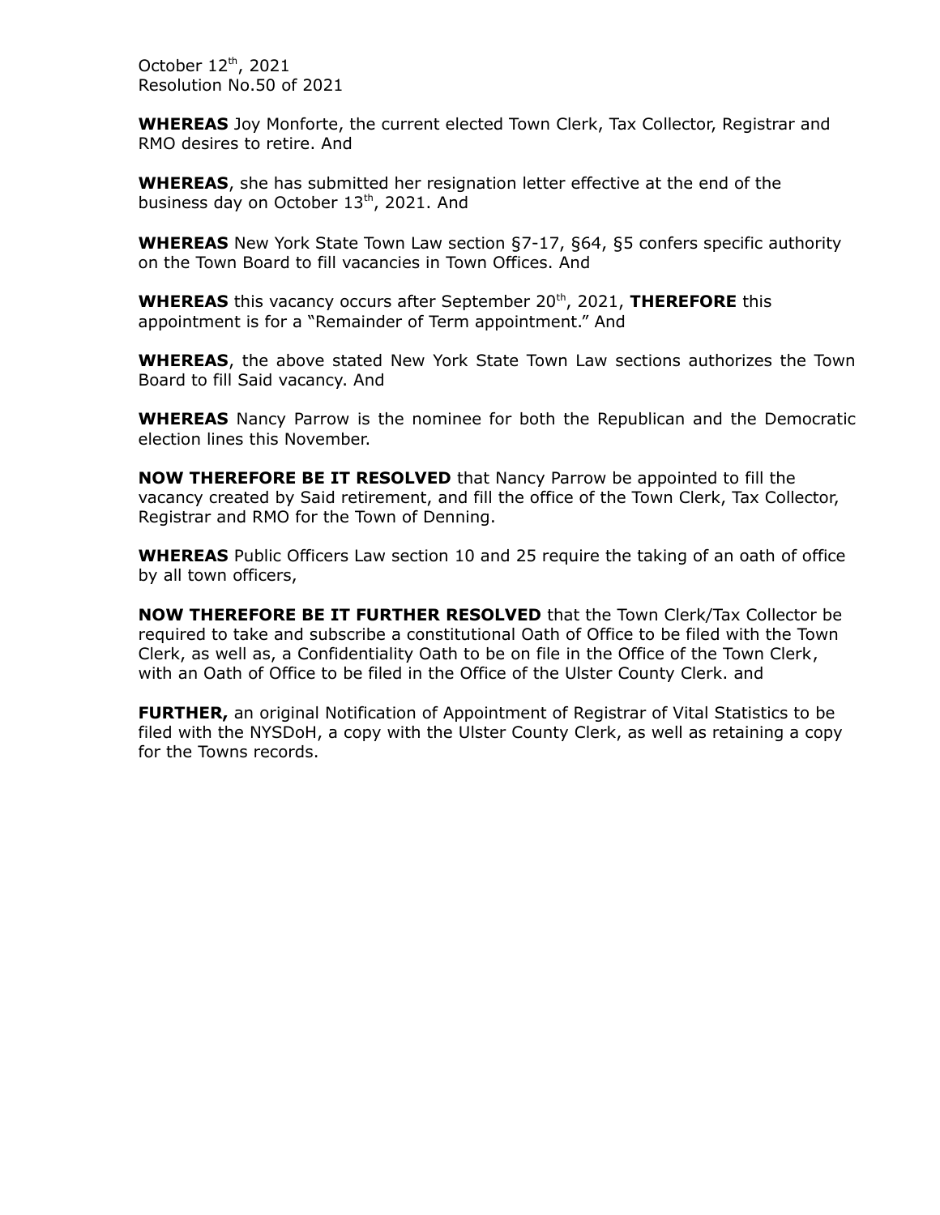October 12th, 2021
Resolution No.50 of 2021

**WHEREAS** Joy Monforte, the current elected Town Clerk, Tax Collector, Registrar and RMO desires to retire. And

**WHEREAS**, she has submitted her resignation letter effective at the end of the business day on October 13th, 2021. And

**WHEREAS** New York State Town Law section §7-17, §64, §5 confers specific authority on the Town Board to fill vacancies in Town Offices. And

**WHEREAS** this vacancy occurs after September 20th, 2021, **THEREFORE** this appointment is for a "Remainder of Term appointment." And

**WHEREAS**, the above stated New York State Town Law sections authorizes the Town Board to fill Said vacancy. And

**WHEREAS** Nancy Parrow is the nominee for both the Republican and the Democratic election lines this November.

**NOW THEREFORE BE IT RESOLVED** that Nancy Parrow be appointed to fill the vacancy created by Said retirement, and fill the office of the Town Clerk, Tax Collector, Registrar and RMO for the Town of Denning.

**WHEREAS** Public Officers Law section 10 and 25 require the taking of an oath of office by all town officers,

**NOW THEREFORE BE IT FURTHER RESOLVED** that the Town Clerk/Tax Collector be required to take and subscribe a constitutional Oath of Office to be filed with the Town Clerk, as well as, a Confidentiality Oath to be on file in the Office of the Town Clerk, with an Oath of Office to be filed in the Office of the Ulster County Clerk. and

**FURTHER,** an original Notification of Appointment of Registrar of Vital Statistics to be filed with the NYSDoH, a copy with the Ulster County Clerk, as well as retaining a copy for the Towns records.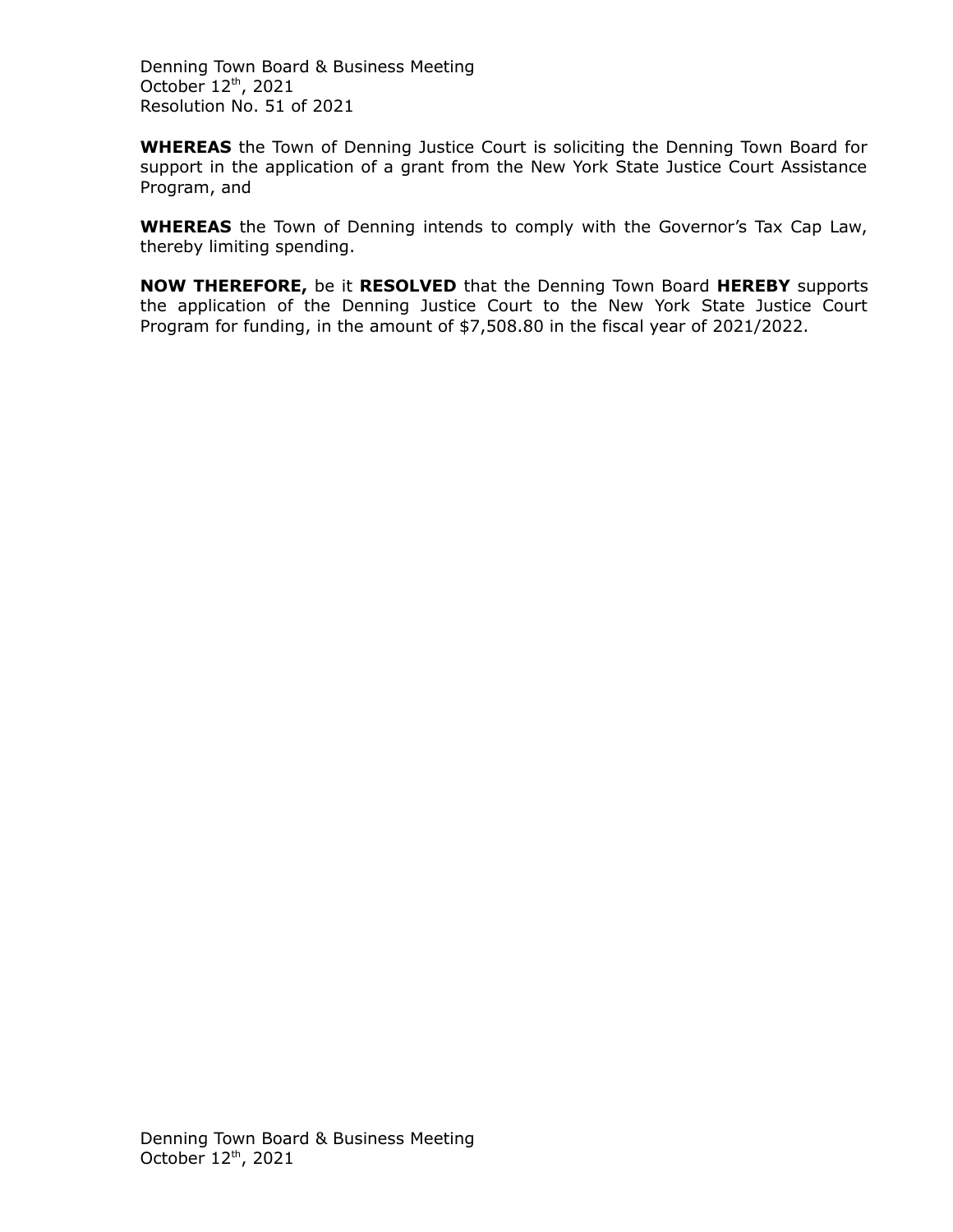Denning Town Board & Business Meeting
October 12th, 2021
Resolution No. 51 of 2021

**WHEREAS** the Town of Denning Justice Court is soliciting the Denning Town Board for support in the application of a grant from the New York State Justice Court Assistance Program, and

**WHEREAS** the Town of Denning intends to comply with the Governor's Tax Cap Law, thereby limiting spending.

**NOW THEREFORE,** be it **RESOLVED** that the Denning Town Board **HEREBY** supports the application of the Denning Justice Court to the New York State Justice Court Program for funding, in the amount of $7,508.80 in the fiscal year of 2021/2022.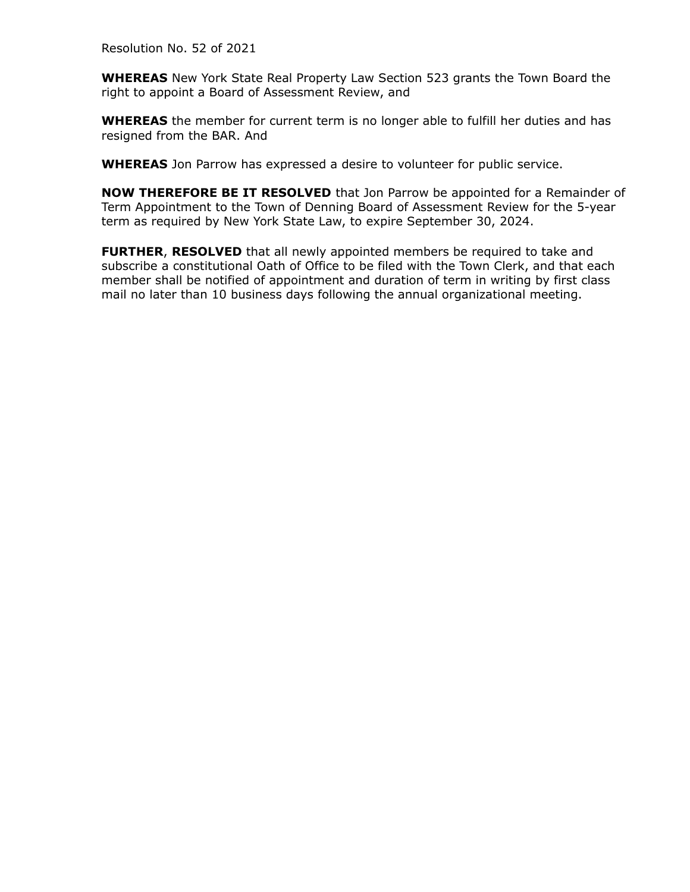Resolution No. 52 of 2021

**WHEREAS** New York State Real Property Law Section 523 grants the Town Board the right to appoint a Board of Assessment Review, and

**WHEREAS** the member for current term is no longer able to fulfill her duties and has resigned from the BAR. And

**WHEREAS** Jon Parrow has expressed a desire to volunteer for public service.

**NOW THEREFORE BE IT RESOLVED** that Jon Parrow be appointed for a Remainder of Term Appointment to the Town of Denning Board of Assessment Review for the 5-year term as required by New York State Law, to expire September 30, 2024.

**FURTHER**, **RESOLVED** that all newly appointed members be required to take and subscribe a constitutional Oath of Office to be filed with the Town Clerk, and that each member shall be notified of appointment and duration of term in writing by first class mail no later than 10 business days following the annual organizational meeting.